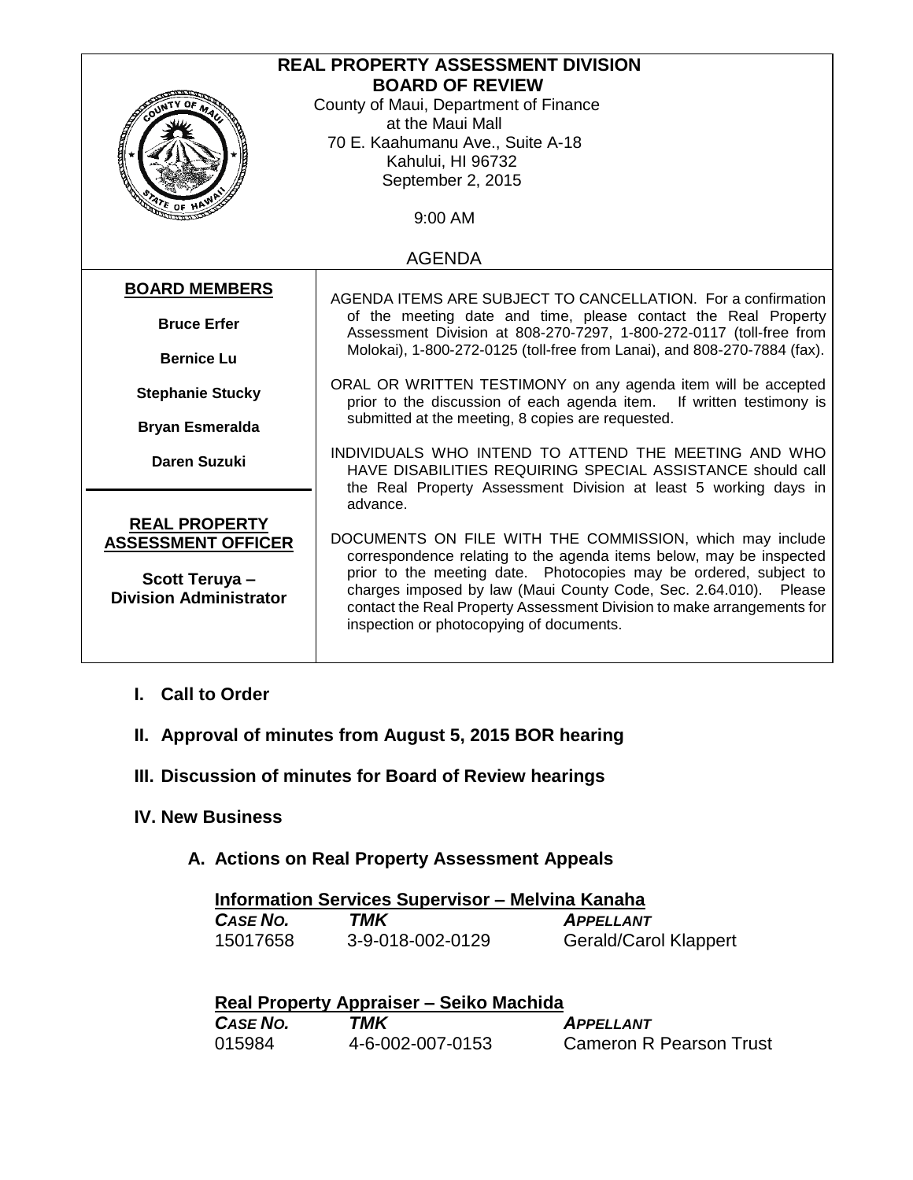# REAL PROPERTY ASSESSMENT DIVISION
## BOARD OF REVIEW

County of Maui, Department of Finance
at the Maui Mall
70 E. Kaahumanu Ave., Suite A-18
Kahului, HI 96732
September 2, 2015

9:00 AM

AGENDA

**BOARD MEMBERS**

**Bruce Erfer**

**Bernice Lu**

**Stephanie Stucky**

**Bryan Esmeralda**

**Daren Suzuki**

**REAL PROPERTY ASSESSMENT OFFICER**

**Scott Teruya – Division Administrator**

AGENDA ITEMS ARE SUBJECT TO CANCELLATION. For a confirmation of the meeting date and time, please contact the Real Property Assessment Division at 808-270-7297, 1-800-272-0117 (toll-free from Molokai), 1-800-272-0125 (toll-free from Lanai), and 808-270-7884 (fax).

ORAL OR WRITTEN TESTIMONY on any agenda item will be accepted prior to the discussion of each agenda item. If written testimony is submitted at the meeting, 8 copies are requested.

INDIVIDUALS WHO INTEND TO ATTEND THE MEETING AND WHO HAVE DISABILITIES REQUIRING SPECIAL ASSISTANCE should call the Real Property Assessment Division at least 5 working days in advance.

DOCUMENTS ON FILE WITH THE COMMISSION, which may include correspondence relating to the agenda items below, may be inspected prior to the meeting date. Photocopies may be ordered, subject to charges imposed by law (Maui County Code, Sec. 2.64.010). Please contact the Real Property Assessment Division to make arrangements for inspection or photocopying of documents.

**I. Call to Order**

**II. Approval of minutes from August 5, 2015 BOR hearing**

**III. Discussion of minutes for Board of Review hearings**

**IV. New Business**

**A. Actions on Real Property Assessment Appeals**

**Information Services Supervisor – Melvina Kanaha**

| *CASE NO.* | *TMK* | *APPELLANT* |
|---|---|---|
| 15017658 | 3-9-018-002-0129 | Gerald/Carol Klappert |

**Real Property Appraiser – Seiko Machida**

| *CASE NO.* | *TMK* | *APPELLANT* |
|---|---|---|
| 015984 | 4-6-002-007-0153 | Cameron R Pearson Trust |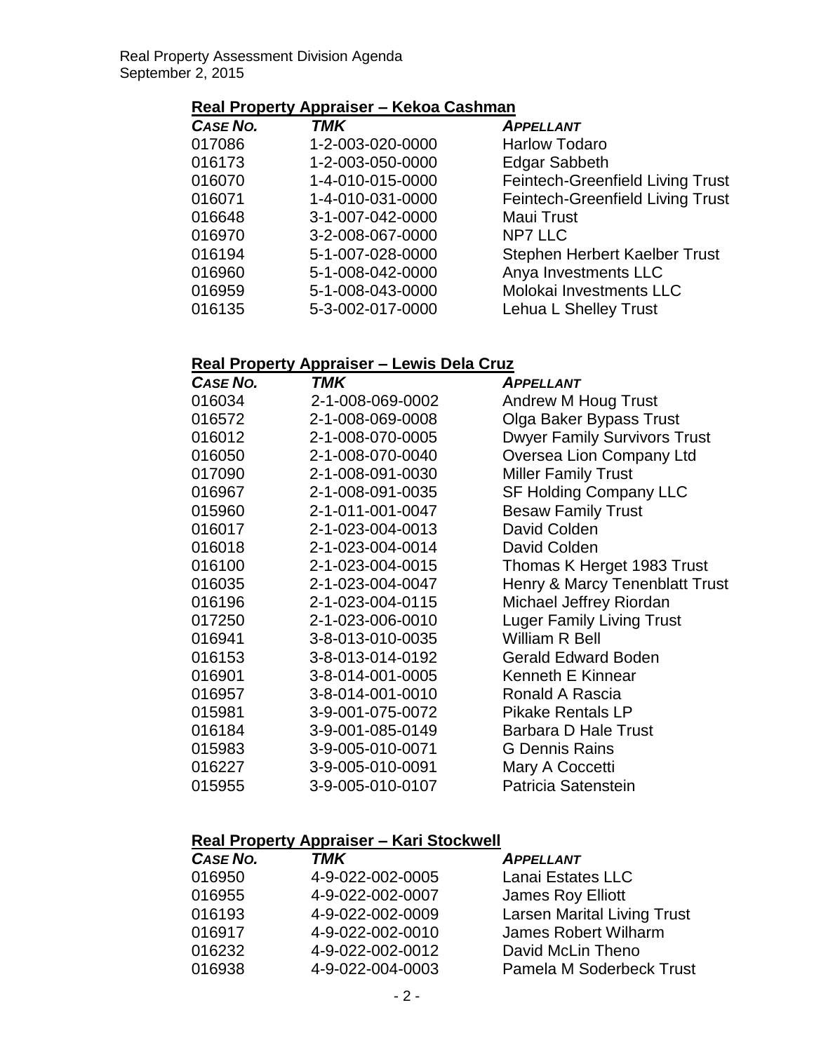## Real Property Appraiser – Kekoa Cashman

| CASE NO. | TMK | APPELLANT |
|---|---|---|
| 017086 | 1-2-003-020-0000 | Harlow Todaro |
| 016173 | 1-2-003-050-0000 | Edgar Sabbeth |
| 016070 | 1-4-010-015-0000 | Feintech-Greenfield Living Trust |
| 016071 | 1-4-010-031-0000 | Feintech-Greenfield Living Trust |
| 016648 | 3-1-007-042-0000 | Maui Trust |
| 016970 | 3-2-008-067-0000 | NP7 LLC |
| 016194 | 5-1-007-028-0000 | Stephen Herbert Kaelber Trust |
| 016960 | 5-1-008-042-0000 | Anya Investments LLC |
| 016959 | 5-1-008-043-0000 | Molokai Investments LLC |
| 016135 | 5-3-002-017-0000 | Lehua L Shelley Trust |

## Real Property Appraiser – Lewis Dela Cruz

| CASE NO. | TMK | APPELLANT |
|---|---|---|
| 016034 | 2-1-008-069-0002 | Andrew M Houg Trust |
| 016572 | 2-1-008-069-0008 | Olga Baker Bypass Trust |
| 016012 | 2-1-008-070-0005 | Dwyer Family Survivors Trust |
| 016050 | 2-1-008-070-0040 | Oversea Lion Company Ltd |
| 017090 | 2-1-008-091-0030 | Miller Family Trust |
| 016967 | 2-1-008-091-0035 | SF Holding Company LLC |
| 015960 | 2-1-011-001-0047 | Besaw Family Trust |
| 016017 | 2-1-023-004-0013 | David Colden |
| 016018 | 2-1-023-004-0014 | David Colden |
| 016100 | 2-1-023-004-0015 | Thomas K Herget 1983 Trust |
| 016035 | 2-1-023-004-0047 | Henry & Marcy Tenenblatt Trust |
| 016196 | 2-1-023-004-0115 | Michael Jeffrey Riordan |
| 017250 | 2-1-023-006-0010 | Luger Family Living Trust |
| 016941 | 3-8-013-010-0035 | William R Bell |
| 016153 | 3-8-013-014-0192 | Gerald Edward Boden |
| 016901 | 3-8-014-001-0005 | Kenneth E Kinnear |
| 016957 | 3-8-014-001-0010 | Ronald A Rascia |
| 015981 | 3-9-001-075-0072 | Pikake Rentals LP |
| 016184 | 3-9-001-085-0149 | Barbara D Hale Trust |
| 015983 | 3-9-005-010-0071 | G Dennis Rains |
| 016227 | 3-9-005-010-0091 | Mary A Coccetti |
| 015955 | 3-9-005-010-0107 | Patricia Satenstein |

## Real Property Appraiser – Kari Stockwell

| CASE NO. | TMK | APPELLANT |
|---|---|---|
| 016950 | 4-9-022-002-0005 | Lanai Estates LLC |
| 016955 | 4-9-022-002-0007 | James Roy Elliott |
| 016193 | 4-9-022-002-0009 | Larsen Marital Living Trust |
| 016917 | 4-9-022-002-0010 | James Robert Wilharm |
| 016232 | 4-9-022-002-0012 | David McLin Theno |
| 016938 | 4-9-022-004-0003 | Pamela M Soderbeck Trust |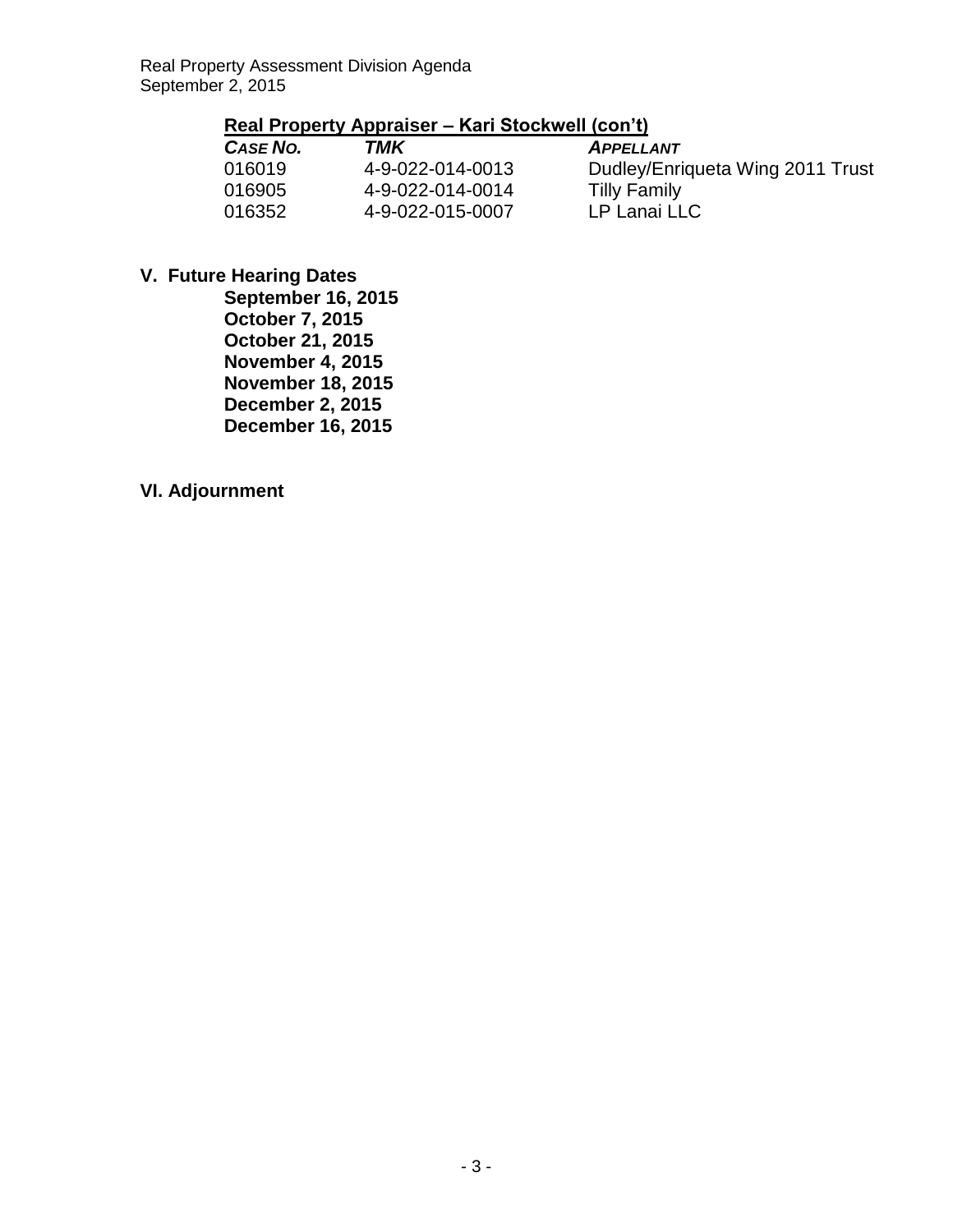**Real Property Appraiser – Kari Stockwell (con't)**

| ***CASE NO.*** | ***TMK*** | ***APPELLANT*** |
|---|---|---|
| 016019 | 4-9-022-014-0013 | Dudley/Enriqueta Wing 2011 Trust |
| 016905 | 4-9-022-014-0014 | Tilly Family |
| 016352 | 4-9-022-015-0007 | LP Lanai LLC |

## V. Future Hearing Dates

**September 16, 2015**
**October 7, 2015**
**October 21, 2015**
**November 4, 2015**
**November 18, 2015**
**December 2, 2015**
**December 16, 2015**

## VI. Adjournment